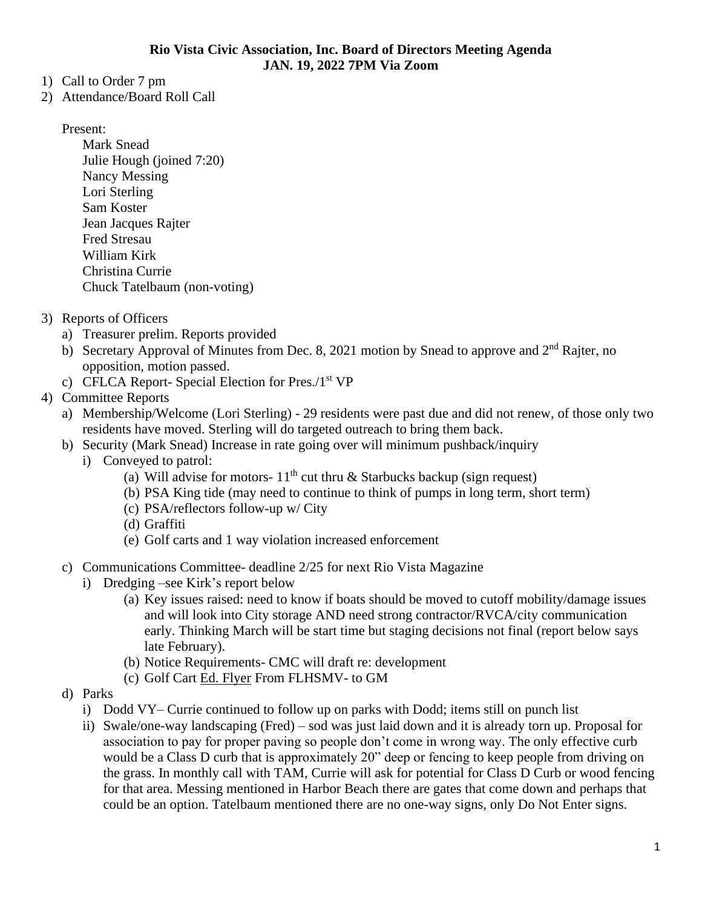**Rio Vista Civic Association, Inc. Board of Directors Meeting Agenda**
**JAN. 19, 2022 7PM Via Zoom**

1) Call to Order 7 pm
2) Attendance/Board Roll Call

   Present:
   Mark Snead
   Julie Hough (joined 7:20)
   Nancy Messing
   Lori Sterling
   Sam Koster
   Jean Jacques Rajter
   Fred Stresau
   William Kirk
   Christina Currie
   Chuck Tatelbaum (non-voting)

3) Reports of Officers
   a) Treasurer prelim. Reports provided
   b) Secretary Approval of Minutes from Dec. 8, 2021 motion by Snead to approve and 2nd Rajter, no opposition, motion passed.
   c) CFLCA Report- Special Election for Pres./1st VP
4) Committee Reports
   a) Membership/Welcome (Lori Sterling) - 29 residents were past due and did not renew, of those only two residents have moved. Sterling will do targeted outreach to bring them back.
   b) Security (Mark Snead) Increase in rate going over will minimum pushback/inquiry
      i) Conveyed to patrol:
         (a) Will advise for motors- 11th cut thru & Starbucks backup (sign request)
         (b) PSA King tide (may need to continue to think of pumps in long term, short term)
         (c) PSA/reflectors follow-up w/ City
         (d) Graffiti
         (e) Golf carts and 1 way violation increased enforcement
   c) Communications Committee- deadline 2/25 for next Rio Vista Magazine
      i) Dredging –see Kirk's report below
         (a) Key issues raised: need to know if boats should be moved to cutoff mobility/damage issues and will look into City storage AND need strong contractor/RVCA/city communication early. Thinking March will be start time but staging decisions not final (report below says late February).
         (b) Notice Requirements- CMC will draft re: development
         (c) Golf Cart <u>Ed. Flyer</u> From FLHSMV- to GM
   d) Parks
      i) Dodd VY– Currie continued to follow up on parks with Dodd; items still on punch list
      ii) Swale/one-way landscaping (Fred) – sod was just laid down and it is already torn up. Proposal for association to pay for proper paving so people don't come in wrong way. The only effective curb would be a Class D curb that is approximately 20" deep or fencing to keep people from driving on the grass. In monthly call with TAM, Currie will ask for potential for Class D Curb or wood fencing for that area. Messing mentioned in Harbor Beach there are gates that come down and perhaps that could be an option. Tatelbaum mentioned there are no one-way signs, only Do Not Enter signs.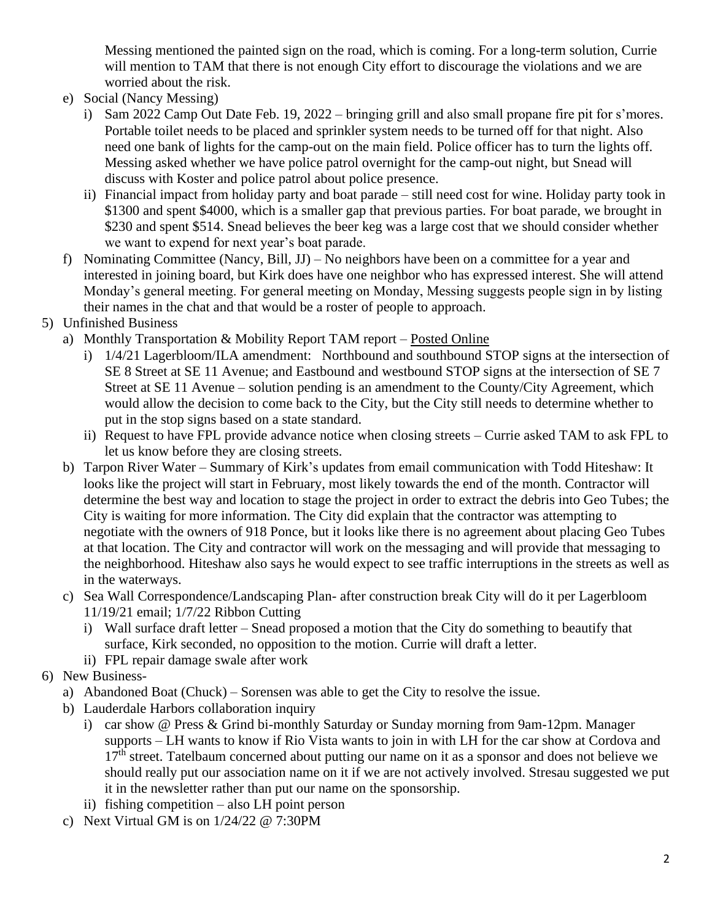Messing mentioned the painted sign on the road, which is coming. For a long-term solution, Currie will mention to TAM that there is not enough City effort to discourage the violations and we are worried about the risk.

e) Social (Nancy Messing)
   i) Sam 2022 Camp Out Date Feb. 19, 2022 – bringing grill and also small propane fire pit for s'mores. Portable toilet needs to be placed and sprinkler system needs to be turned off for that night. Also need one bank of lights for the camp-out on the main field. Police officer has to turn the lights off. Messing asked whether we have police patrol overnight for the camp-out night, but Snead will discuss with Koster and police patrol about police presence.
   ii) Financial impact from holiday party and boat parade – still need cost for wine. Holiday party took in $1300 and spent $4000, which is a smaller gap that previous parties. For boat parade, we brought in $230 and spent $514. Snead believes the beer keg was a large cost that we should consider whether we want to expend for next year's boat parade.

f) Nominating Committee (Nancy, Bill, JJ) – No neighbors have been on a committee for a year and interested in joining board, but Kirk does have one neighbor who has expressed interest. She will attend Monday's general meeting. For general meeting on Monday, Messing suggests people sign in by listing their names in the chat and that would be a roster of people to approach.

5) Unfinished Business
   a) Monthly Transportation & Mobility Report TAM report – Posted Online
      i) 1/4/21 Lagerbloom/ILA amendment: Northbound and southbound STOP signs at the intersection of SE 8 Street at SE 11 Avenue; and Eastbound and westbound STOP signs at the intersection of SE 7 Street at SE 11 Avenue – solution pending is an amendment to the County/City Agreement, which would allow the decision to come back to the City, but the City still needs to determine whether to put in the stop signs based on a state standard.
      ii) Request to have FPL provide advance notice when closing streets – Currie asked TAM to ask FPL to let us know before they are closing streets.
   b) Tarpon River Water – Summary of Kirk's updates from email communication with Todd Hiteshaw: It looks like the project will start in February, most likely towards the end of the month. Contractor will determine the best way and location to stage the project in order to extract the debris into Geo Tubes; the City is waiting for more information. The City did explain that the contractor was attempting to negotiate with the owners of 918 Ponce, but it looks like there is no agreement about placing Geo Tubes at that location. The City and contractor will work on the messaging and will provide that messaging to the neighborhood. Hiteshaw also says he would expect to see traffic interruptions in the streets as well as in the waterways.
   c) Sea Wall Correspondence/Landscaping Plan- after construction break City will do it per Lagerbloom 11/19/21 email; 1/7/22 Ribbon Cutting
      i) Wall surface draft letter – Snead proposed a motion that the City do something to beautify that surface, Kirk seconded, no opposition to the motion. Currie will draft a letter.
      ii) FPL repair damage swale after work

6) New Business-
   a) Abandoned Boat (Chuck) – Sorensen was able to get the City to resolve the issue.
   b) Lauderdale Harbors collaboration inquiry
      i) car show @ Press & Grind bi-monthly Saturday or Sunday morning from 9am-12pm. Manager supports – LH wants to know if Rio Vista wants to join in with LH for the car show at Cordova and 17th street. Tatelbaum concerned about putting our name on it as a sponsor and does not believe we should really put our association name on it if we are not actively involved. Stresau suggested we put it in the newsletter rather than put our name on the sponsorship.
      ii) fishing competition – also LH point person
   c) Next Virtual GM is on 1/24/22 @ 7:30PM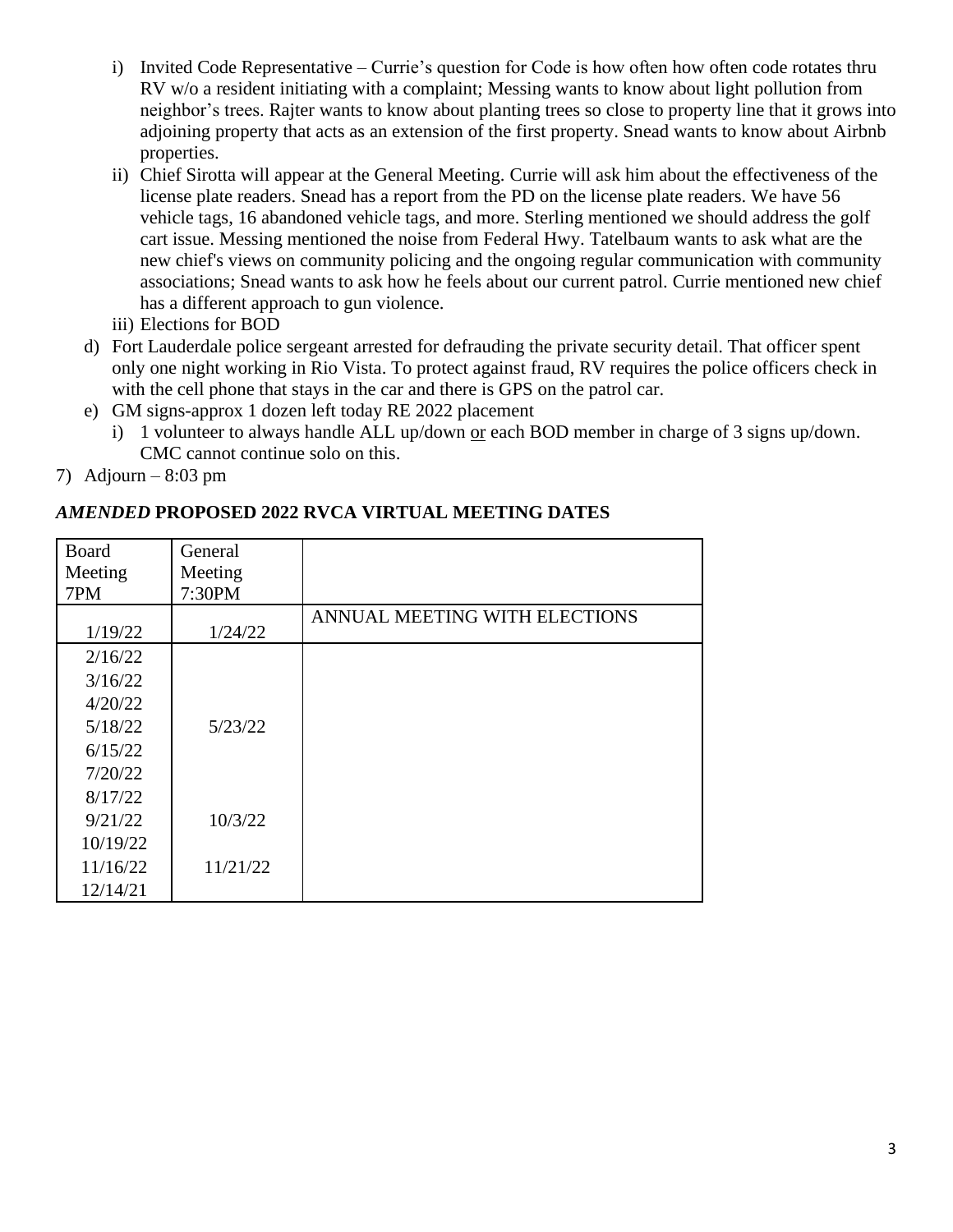i) Invited Code Representative – Currie's question for Code is how often how often code rotates thru RV w/o a resident initiating with a complaint; Messing wants to know about light pollution from neighbor's trees. Rajter wants to know about planting trees so close to property line that it grows into adjoining property that acts as an extension of the first property. Snead wants to know about Airbnb properties.

ii) Chief Sirotta will appear at the General Meeting. Currie will ask him about the effectiveness of the license plate readers. Snead has a report from the PD on the license plate readers. We have 56 vehicle tags, 16 abandoned vehicle tags, and more. Sterling mentioned we should address the golf cart issue. Messing mentioned the noise from Federal Hwy. Tatelbaum wants to ask what are the new chief's views on community policing and the ongoing regular communication with community associations; Snead wants to ask how he feels about our current patrol. Currie mentioned new chief has a different approach to gun violence.

iii) Elections for BOD

d) Fort Lauderdale police sergeant arrested for defrauding the private security detail. That officer spent only one night working in Rio Vista. To protect against fraud, RV requires the police officers check in with the cell phone that stays in the car and there is GPS on the patrol car.

e) GM signs-approx 1 dozen left today RE 2022 placement

i) 1 volunteer to always handle ALL up/down or each BOD member in charge of 3 signs up/down. CMC cannot continue solo on this.

7) Adjourn – 8:03 pm

### *AMENDED* PROPOSED 2022 RVCA VIRTUAL MEETING DATES

| Board Meeting 7PM | General Meeting 7:30PM | |
|---|---|---|
| 1/19/22 | 1/24/22 | ANNUAL MEETING WITH ELECTIONS |
| 2/16/22 | | |
| 3/16/22 | | |
| 4/20/22 | | |
| 5/18/22 | 5/23/22 | |
| 6/15/22 | | |
| 7/20/22 | | |
| 8/17/22 | | |
| 9/21/22 | 10/3/22 | |
| 10/19/22 | | |
| 11/16/22 | 11/21/22 | |
| 12/14/21 | | |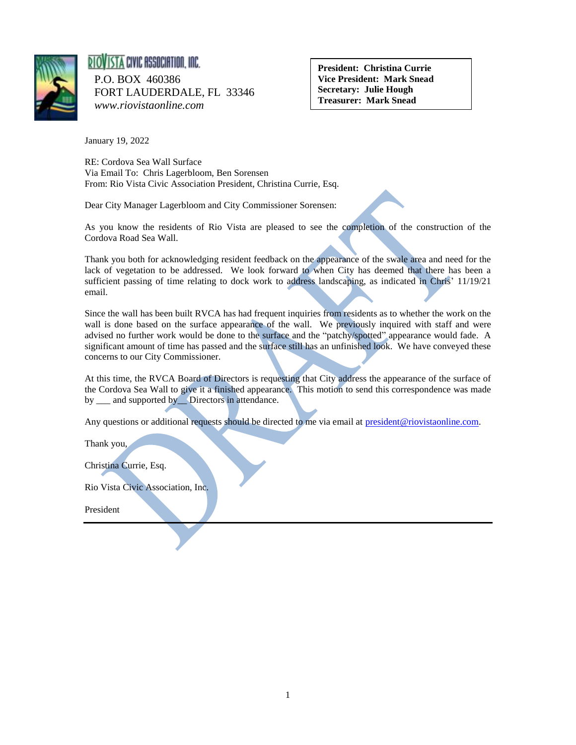RIO VISTA CIVIC ASSOCIATION, INC.
P.O. BOX 460386
FORT LAUDERDALE, FL 33346
*www.riovistaonline.com*

**President: Christina Currie**
**Vice President: Mark Snead**
**Secretary: Julie Hough**
**Treasurer: Mark Snead**

January 19, 2022

RE: Cordova Sea Wall Surface
Via Email To: Chris Lagerbloom, Ben Sorensen
From: Rio Vista Civic Association President, Christina Currie, Esq.

Dear City Manager Lagerbloom and City Commissioner Sorensen:

As you know the residents of Rio Vista are pleased to see the completion of the construction of the Cordova Road Sea Wall.

Thank you both for acknowledging resident feedback on the appearance of the swale area and need for the lack of vegetation to be addressed. We look forward to when City has deemed that there has been a sufficient passing of time relating to dock work to address landscaping, as indicated in Chris' 11/19/21 email.

Since the wall has been built RVCA has had frequent inquiries from residents as to whether the work on the wall is done based on the surface appearance of the wall. We previously inquired with staff and were advised no further work would be done to the surface and the "patchy/spotted" appearance would fade. A significant amount of time has passed and the surface still has an unfinished look. We have conveyed these concerns to our City Commissioner.

At this time, the RVCA Board of Directors is requesting that City address the appearance of the surface of the Cordova Sea Wall to give it a finished appearance. This motion to send this correspondence was made by ___ and supported by__ Directors in attendance.

Any questions or additional requests should be directed to me via email at president@riovistaonline.com.

Thank you,

Christina Currie, Esq.

Rio Vista Civic Association, Inc.

President

DRAFT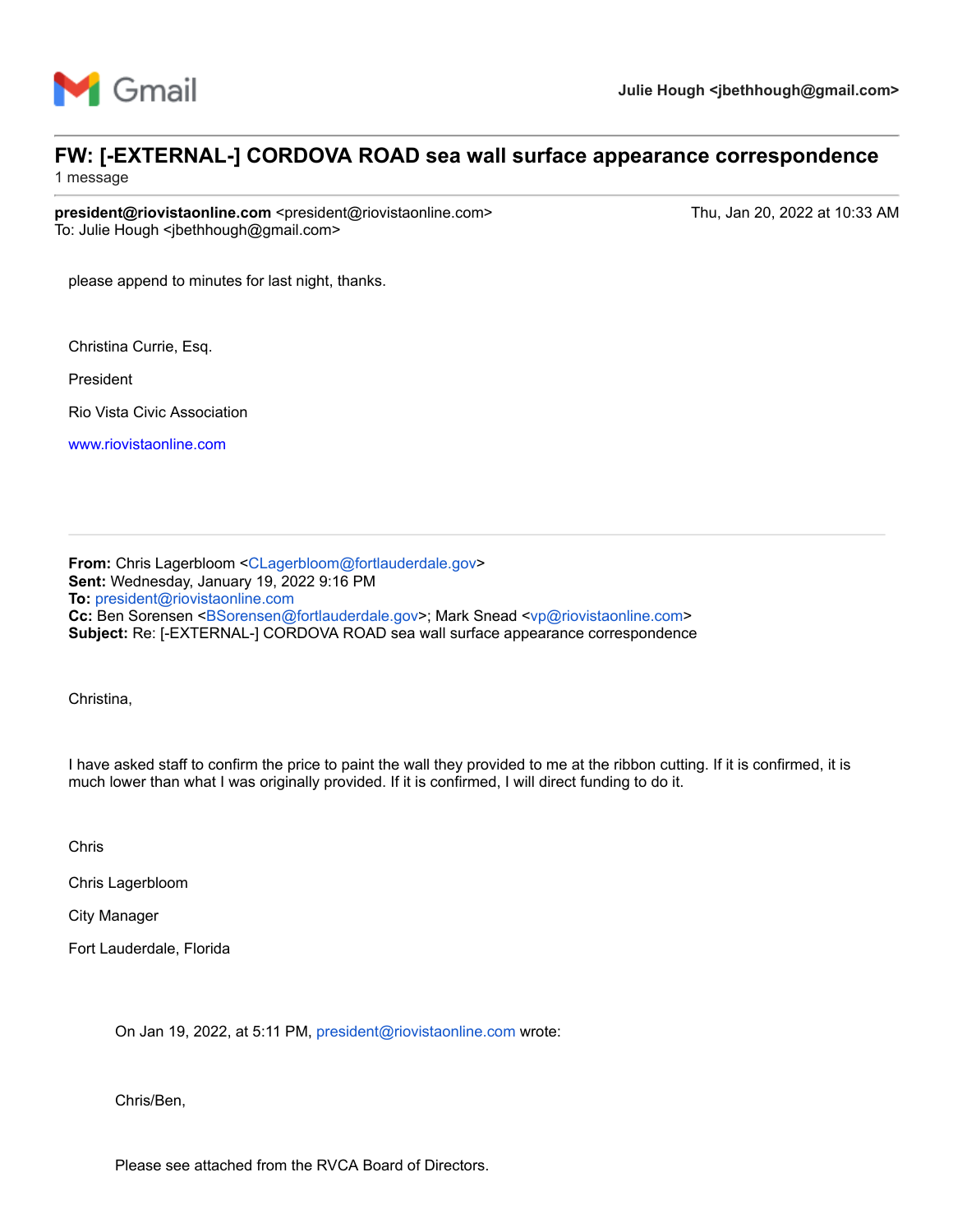Gmail

**Julie Hough <jbethhough@gmail.com>**

# FW: [-EXTERNAL-] CORDOVA ROAD sea wall surface appearance correspondence

1 message

**president@riovistaonline.com** <president@riovistaonline.com> Thu, Jan 20, 2022 at 10:33 AM
To: Julie Hough <jbethhough@gmail.com>

please append to minutes for last night, thanks.

Christina Currie, Esq.

President

Rio Vista Civic Association

www.riovistaonline.com

---

**From:** Chris Lagerbloom <CLagerbloom@fortlauderdale.gov>
**Sent:** Wednesday, January 19, 2022 9:16 PM
**To:** president@riovistaonline.com
**Cc:** Ben Sorensen <BSorensen@fortlauderdale.gov>; Mark Snead <vp@riovistaonline.com>
**Subject:** Re: [-EXTERNAL-] CORDOVA ROAD sea wall surface appearance correspondence

Christina,

I have asked staff to confirm the price to paint the wall they provided to me at the ribbon cutting. If it is confirmed, it is much lower than what I was originally provided. If it is confirmed, I will direct funding to do it.

Chris

Chris Lagerbloom

City Manager

Fort Lauderdale, Florida

> On Jan 19, 2022, at 5:11 PM, president@riovistaonline.com wrote:
>
> Chris/Ben,
>
> Please see attached from the RVCA Board of Directors.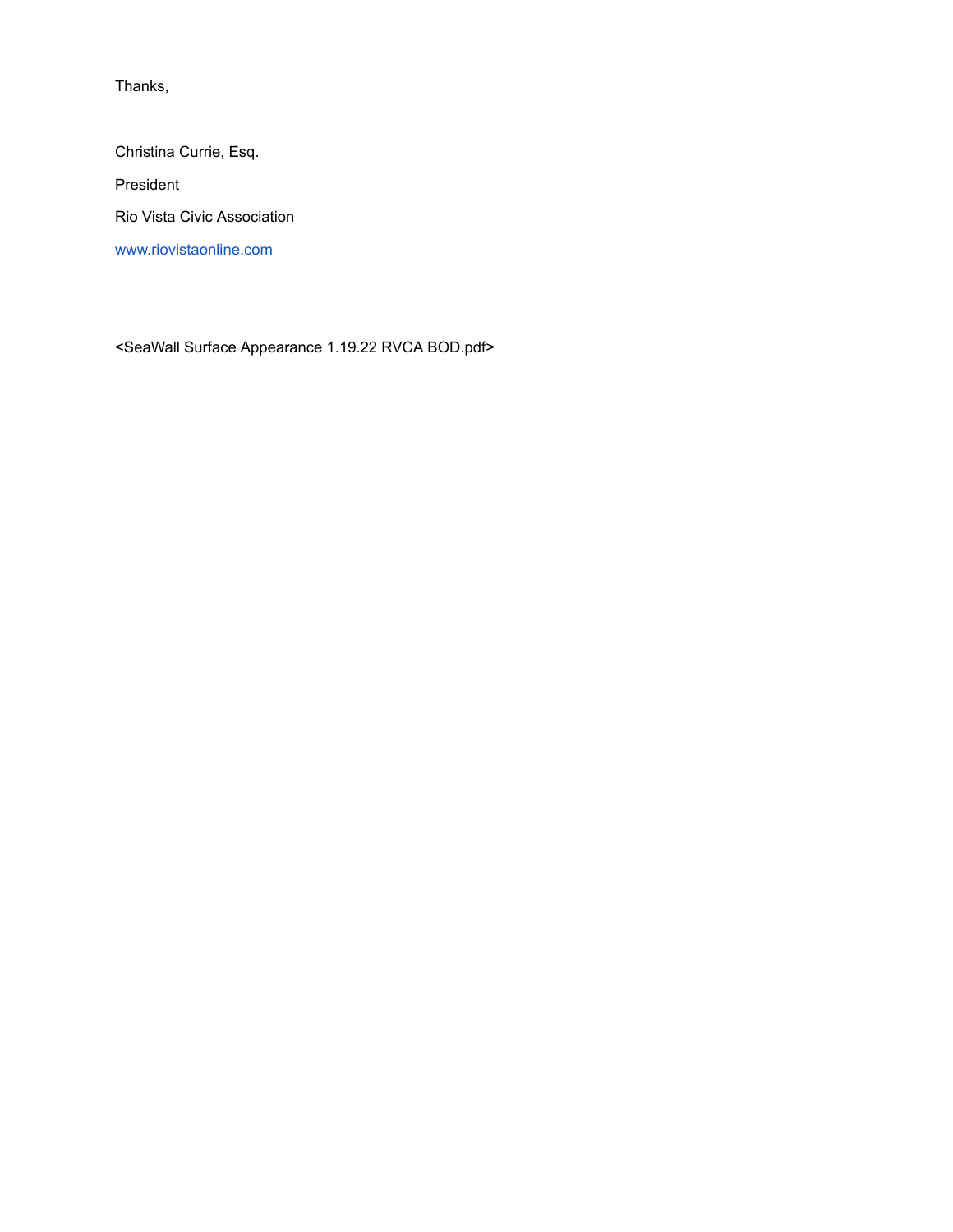Thanks,

Christina Currie, Esq.

President

Rio Vista Civic Association

www.riovistaonline.com

<SeaWall Surface Appearance 1.19.22 RVCA BOD.pdf>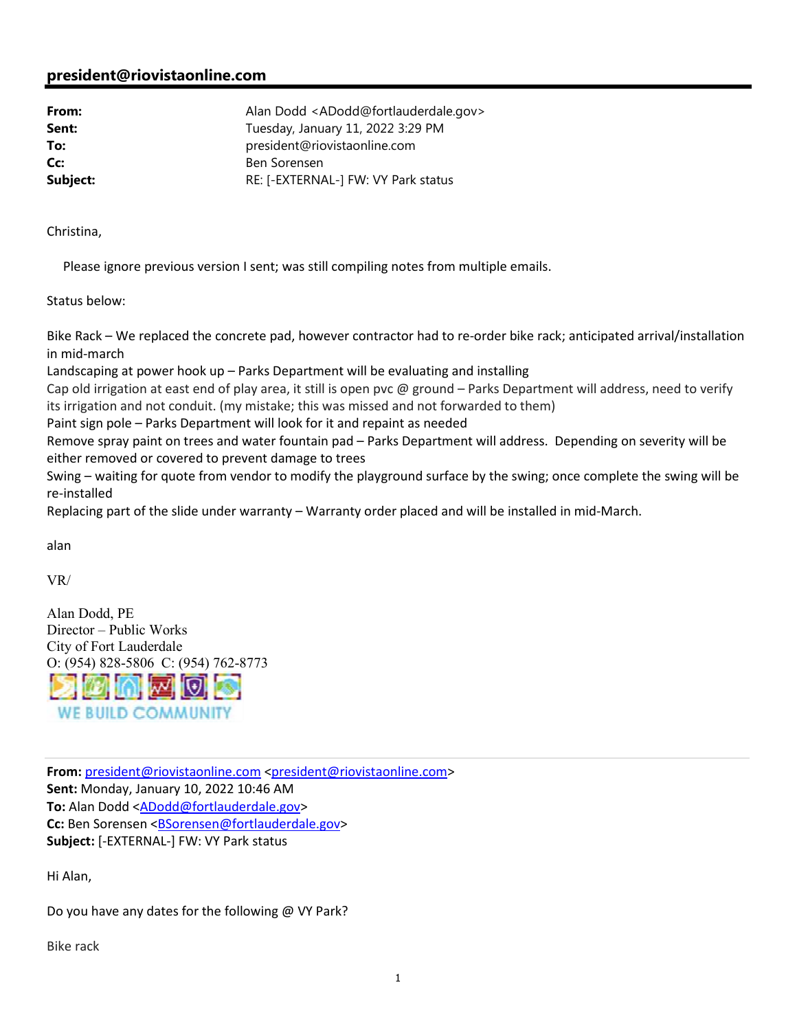## president@riovistaonline.com

**From:** Alan Dodd <ADodd@fortlauderdale.gov>
**Sent:** Tuesday, January 11, 2022 3:29 PM
**To:** president@riovistaonline.com
**Cc:** Ben Sorensen
**Subject:** RE: [-EXTERNAL-] FW: VY Park status

Christina,

Please ignore previous version I sent; was still compiling notes from multiple emails.

Status below:

Bike Rack – We replaced the concrete pad, however contractor had to re-order bike rack; anticipated arrival/installation in mid-march
Landscaping at power hook up – Parks Department will be evaluating and installing
Cap old irrigation at east end of play area, it still is open pvc @ ground – Parks Department will address, need to verify its irrigation and not conduit. (my mistake; this was missed and not forwarded to them)
Paint sign pole – Parks Department will look for it and repaint as needed
Remove spray paint on trees and water fountain pad – Parks Department will address. Depending on severity will be either removed or covered to prevent damage to trees
Swing – waiting for quote from vendor to modify the playground surface by the swing; once complete the swing will be re-installed
Replacing part of the slide under warranty – Warranty order placed and will be installed in mid-March.

alan

VR/

Alan Dodd, PE
Director – Public Works
City of Fort Lauderdale
O: (954) 828-5806 C: (954) 762-8773

WE BUILD COMMUNITY

---

**From:** president@riovistaonline.com <president@riovistaonline.com>
**Sent:** Monday, January 10, 2022 10:46 AM
**To:** Alan Dodd <ADodd@fortlauderdale.gov>
**Cc:** Ben Sorensen <BSorensen@fortlauderdale.gov>
**Subject:** [-EXTERNAL-] FW: VY Park status

Hi Alan,

Do you have any dates for the following @ VY Park?

Bike rack